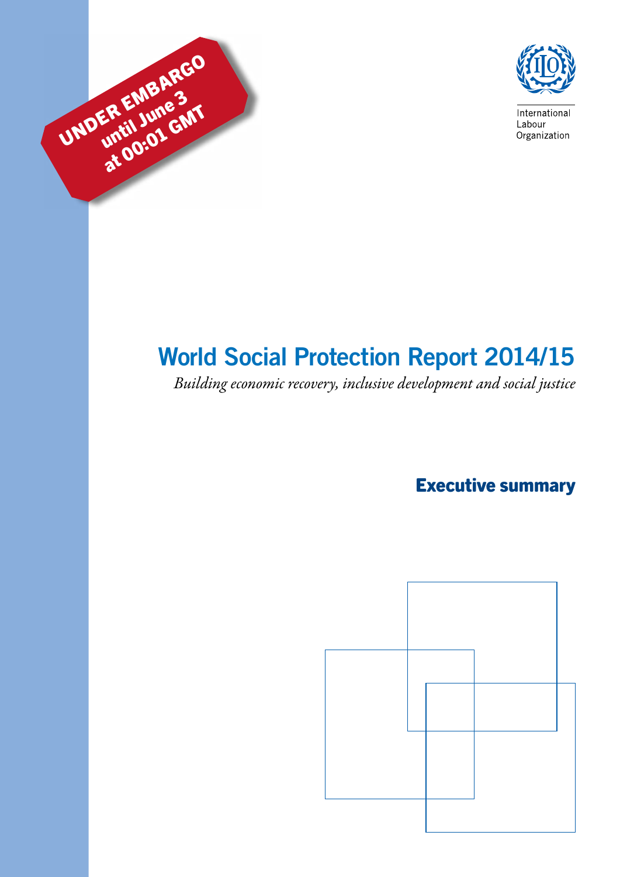UNDER EMBARGO until June 3 at 00:01 GMT

International Labour Organization

# World Social Protection Report 2014/15

*Building economic recovery, inclusive development and social justice*

## Executive summary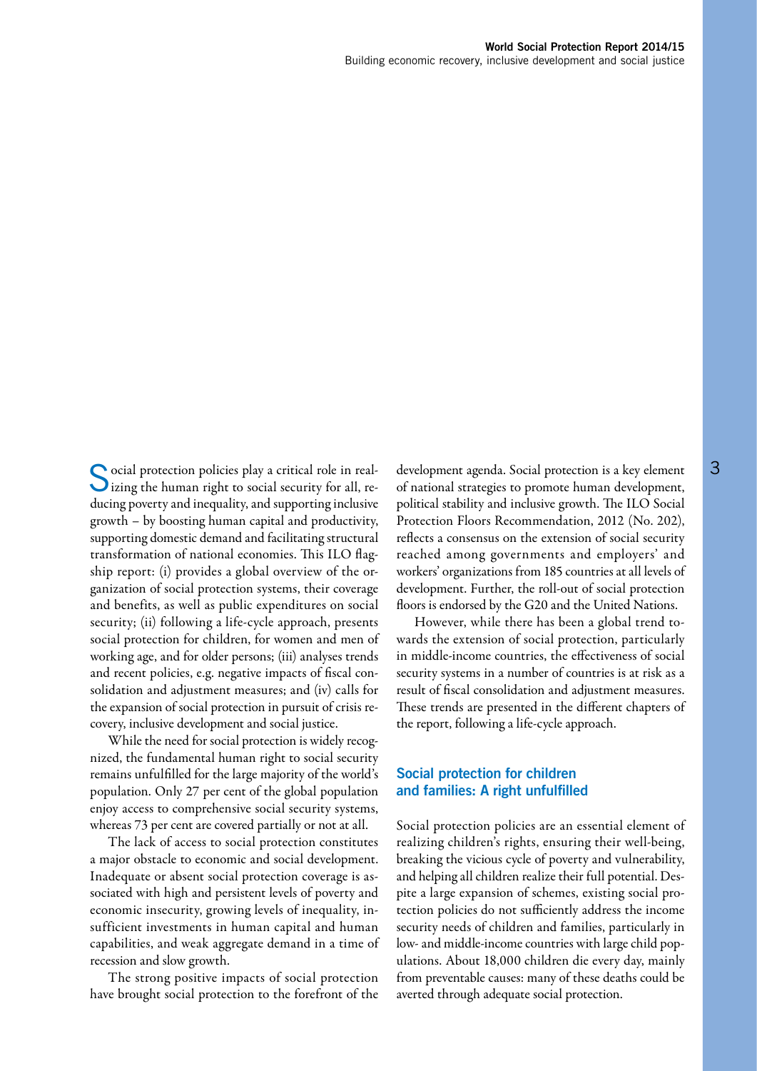Social protection policies play a critical role in realizing the human right to social security for all, reducing poverty and inequality, and supporting inclusive growth – by boosting human capital and productivity, supporting domestic demand and facilitating structural transformation of national economies. This ILO flagship report: (i) provides a global overview of the organization of social protection systems, their coverage and benefits, as well as public expenditures on social security; (ii) following a life-cycle approach, presents social protection for children, for women and men of working age, and for older persons; (iii) analyses trends and recent policies, e.g. negative impacts of fiscal consolidation and adjustment measures; and (iv) calls for the expansion of social protection in pursuit of crisis recovery, inclusive development and social justice.

While the need for social protection is widely recognized, the fundamental human right to social security remains unfulfilled for the large majority of the world's population. Only 27 per cent of the global population enjoy access to comprehensive social security systems, whereas 73 per cent are covered partially or not at all.

The lack of access to social protection constitutes a major obstacle to economic and social development. Inadequate or absent social protection coverage is associated with high and persistent levels of poverty and economic insecurity, growing levels of inequality, insufficient investments in human capital and human capabilities, and weak aggregate demand in a time of recession and slow growth.

The strong positive impacts of social protection have brought social protection to the forefront of the development agenda. Social protection is a key element of national strategies to promote human development, political stability and inclusive growth. The ILO Social Protection Floors Recommendation, 2012 (No. 202), reflects a consensus on the extension of social security reached among governments and employers' and workers' organizations from 185 countries at all levels of development. Further, the roll-out of social protection floors is endorsed by the G20 and the United Nations.

However, while there has been a global trend towards the extension of social protection, particularly in middle-income countries, the effectiveness of social security systems in a number of countries is at risk as a result of fiscal consolidation and adjustment measures. These trends are presented in the different chapters of the report, following a life-cycle approach.

## Social protection for children and families: A right unfulfilled

Social protection policies are an essential element of realizing children's rights, ensuring their well-being, breaking the vicious cycle of poverty and vulnerability, and helping all children realize their full potential. Despite a large expansion of schemes, existing social protection policies do not sufficiently address the income security needs of children and families, particularly in low- and middle-income countries with large child populations. About 18,000 children die every day, mainly from preventable causes: many of these deaths could be averted through adequate social protection.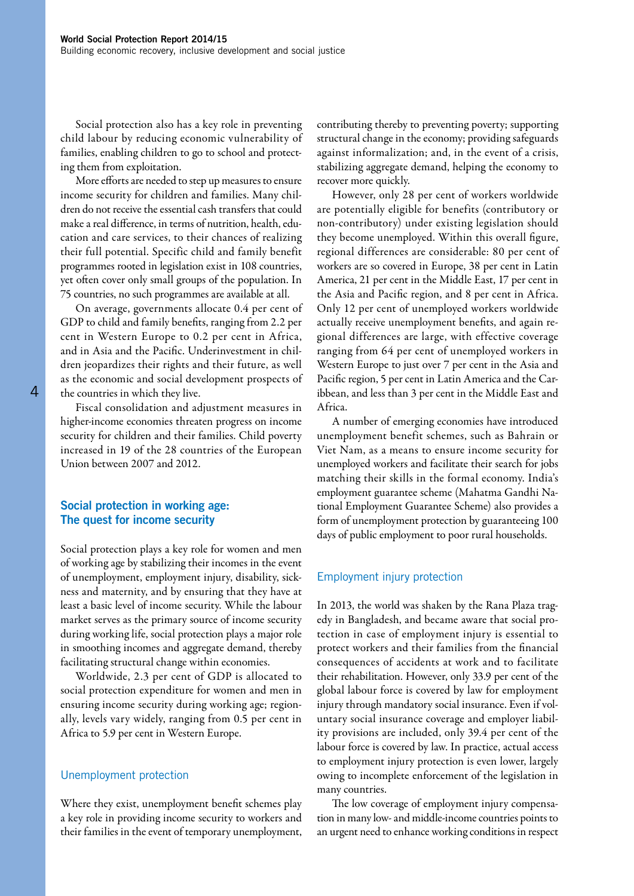Social protection also has a key role in preventing child labour by reducing economic vulnerability of families, enabling children to go to school and protecting them from exploitation.

More efforts are needed to step up measures to ensure income security for children and families. Many children do not receive the essential cash transfers that could make a real difference, in terms of nutrition, health, education and care services, to their chances of realizing their full potential. Specific child and family benefit programmes rooted in legislation exist in 108 countries, yet often cover only small groups of the population. In 75 countries, no such programmes are available at all.

On average, governments allocate 0.4 per cent of GDP to child and family benefits, ranging from 2.2 per cent in Western Europe to 0.2 per cent in Africa, and in Asia and the Pacific. Underinvestment in children jeopardizes their rights and their future, as well as the economic and social development prospects of the countries in which they live.

Fiscal consolidation and adjustment measures in higher-income economies threaten progress on income security for children and their families. Child poverty increased in 19 of the 28 countries of the European Union between 2007 and 2012.

## Social protection in working age: The quest for income security

Social protection plays a key role for women and men of working age by stabilizing their incomes in the event of unemployment, employment injury, disability, sickness and maternity, and by ensuring that they have at least a basic level of income security. While the labour market serves as the primary source of income security during working life, social protection plays a major role in smoothing incomes and aggregate demand, thereby facilitating structural change within economies.

Worldwide, 2.3 per cent of GDP is allocated to social protection expenditure for women and men in ensuring income security during working age; regionally, levels vary widely, ranging from 0.5 per cent in Africa to 5.9 per cent in Western Europe.

### Unemployment protection

Where they exist, unemployment benefit schemes play a key role in providing income security to workers and their families in the event of temporary unemployment, contributing thereby to preventing poverty; supporting structural change in the economy; providing safeguards against informalization; and, in the event of a crisis, stabilizing aggregate demand, helping the economy to recover more quickly.

However, only 28 per cent of workers worldwide are potentially eligible for benefits (contributory or non-contributory) under existing legislation should they become unemployed. Within this overall figure, regional differences are considerable: 80 per cent of workers are so covered in Europe, 38 per cent in Latin America, 21 per cent in the Middle East, 17 per cent in the Asia and Pacific region, and 8 per cent in Africa. Only 12 per cent of unemployed workers worldwide actually receive unemployment benefits, and again regional differences are large, with effective coverage ranging from 64 per cent of unemployed workers in Western Europe to just over 7 per cent in the Asia and Pacific region, 5 per cent in Latin America and the Caribbean, and less than 3 per cent in the Middle East and Africa.

A number of emerging economies have introduced unemployment benefit schemes, such as Bahrain or Viet Nam, as a means to ensure income security for unemployed workers and facilitate their search for jobs matching their skills in the formal economy. India's employment guarantee scheme (Mahatma Gandhi National Employment Guarantee Scheme) also provides a form of unemployment protection by guaranteeing 100 days of public employment to poor rural households.

### Employment injury protection

In 2013, the world was shaken by the Rana Plaza tragedy in Bangladesh, and became aware that social protection in case of employment injury is essential to protect workers and their families from the financial consequences of accidents at work and to facilitate their rehabilitation. However, only 33.9 per cent of the global labour force is covered by law for employment injury through mandatory social insurance. Even if voluntary social insurance coverage and employer liability provisions are included, only 39.4 per cent of the labour force is covered by law. In practice, actual access to employment injury protection is even lower, largely owing to incomplete enforcement of the legislation in many countries.

The low coverage of employment injury compensation in many low- and middle-income countries points to an urgent need to enhance working conditions in respect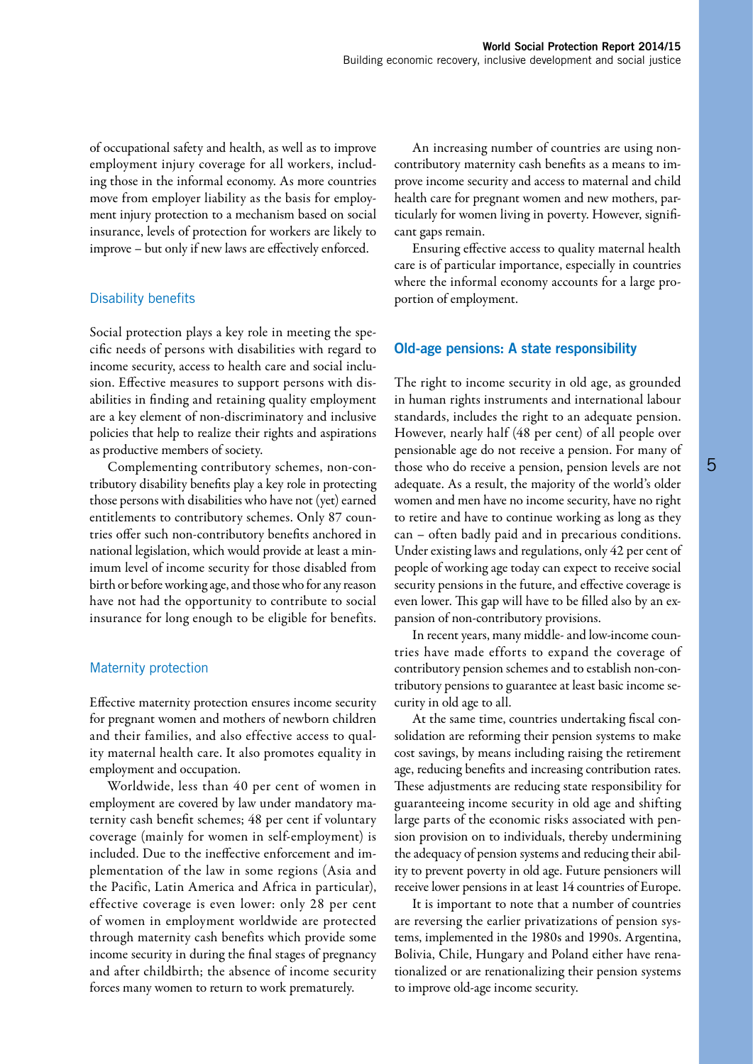of occupational safety and health, as well as to improve employment injury coverage for all workers, including those in the informal economy. As more countries move from employer liability as the basis for employment injury protection to a mechanism based on social insurance, levels of protection for workers are likely to improve – but only if new laws are effectively enforced.

### Disability benefits

Social protection plays a key role in meeting the specific needs of persons with disabilities with regard to income security, access to health care and social inclusion. Effective measures to support persons with disabilities in finding and retaining quality employment are a key element of non-discriminatory and inclusive policies that help to realize their rights and aspirations as productive members of society.

Complementing contributory schemes, non-contributory disability benefits play a key role in protecting those persons with disabilities who have not (yet) earned entitlements to contributory schemes. Only 87 countries offer such non-contributory benefits anchored in national legislation, which would provide at least a minimum level of income security for those disabled from birth or before working age, and those who for any reason have not had the opportunity to contribute to social insurance for long enough to be eligible for benefits.

### Maternity protection

Effective maternity protection ensures income security for pregnant women and mothers of newborn children and their families, and also effective access to quality maternal health care. It also promotes equality in employment and occupation.

Worldwide, less than 40 per cent of women in employment are covered by law under mandatory maternity cash benefit schemes; 48 per cent if voluntary coverage (mainly for women in self-employment) is included. Due to the ineffective enforcement and implementation of the law in some regions (Asia and the Pacific, Latin America and Africa in particular), effective coverage is even lower: only 28 per cent of women in employment worldwide are protected through maternity cash benefits which provide some income security in during the final stages of pregnancy and after childbirth; the absence of income security forces many women to return to work prematurely.

An increasing number of countries are using non-contributory maternity cash benefits as a means to improve income security and access to maternal and child health care for pregnant women and new mothers, particularly for women living in poverty. However, significant gaps remain.

Ensuring effective access to quality maternal health care is of particular importance, especially in countries where the informal economy accounts for a large proportion of employment.

## Old-age pensions: A state responsibility

The right to income security in old age, as grounded in human rights instruments and international labour standards, includes the right to an adequate pension. However, nearly half (48 per cent) of all people over pensionable age do not receive a pension. For many of those who do receive a pension, pension levels are not adequate. As a result, the majority of the world's older women and men have no income security, have no right to retire and have to continue working as long as they can – often badly paid and in precarious conditions. Under existing laws and regulations, only 42 per cent of people of working age today can expect to receive social security pensions in the future, and effective coverage is even lower. This gap will have to be filled also by an expansion of non-contributory provisions.

In recent years, many middle- and low-income countries have made efforts to expand the coverage of contributory pension schemes and to establish non-contributory pensions to guarantee at least basic income security in old age to all.

At the same time, countries undertaking fiscal consolidation are reforming their pension systems to make cost savings, by means including raising the retirement age, reducing benefits and increasing contribution rates. These adjustments are reducing state responsibility for guaranteeing income security in old age and shifting large parts of the economic risks associated with pension provision on to individuals, thereby undermining the adequacy of pension systems and reducing their ability to prevent poverty in old age. Future pensioners will receive lower pensions in at least 14 countries of Europe.

It is important to note that a number of countries are reversing the earlier privatizations of pension systems, implemented in the 1980s and 1990s. Argentina, Bolivia, Chile, Hungary and Poland either have renationalized or are renationalizing their pension systems to improve old-age income security.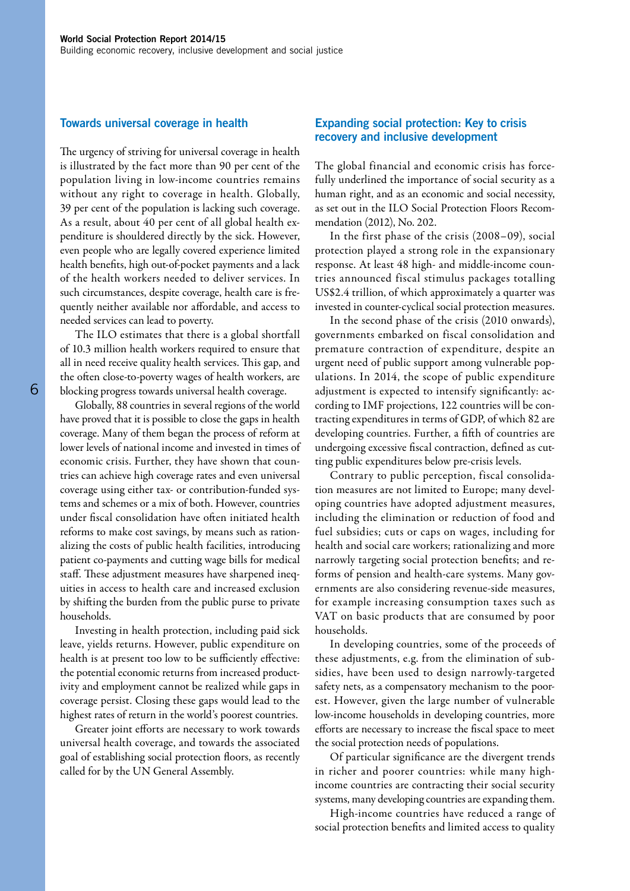## Towards universal coverage in health

The urgency of striving for universal coverage in health is illustrated by the fact more than 90 per cent of the population living in low-income countries remains without any right to coverage in health. Globally, 39 per cent of the population is lacking such coverage. As a result, about 40 per cent of all global health expenditure is shouldered directly by the sick. However, even people who are legally covered experience limited health benefits, high out-of-pocket payments and a lack of the health workers needed to deliver services. In such circumstances, despite coverage, health care is frequently neither available nor affordable, and access to needed services can lead to poverty.

The ILO estimates that there is a global shortfall of 10.3 million health workers required to ensure that all in need receive quality health services. This gap, and the often close-to-poverty wages of health workers, are blocking progress towards universal health coverage.

Globally, 88 countries in several regions of the world have proved that it is possible to close the gaps in health coverage. Many of them began the process of reform at lower levels of national income and invested in times of economic crisis. Further, they have shown that countries can achieve high coverage rates and even universal coverage using either tax- or contribution-funded systems and schemes or a mix of both. However, countries under fiscal consolidation have often initiated health reforms to make cost savings, by means such as rationalizing the costs of public health facilities, introducing patient co-payments and cutting wage bills for medical staff. These adjustment measures have sharpened inequities in access to health care and increased exclusion by shifting the burden from the public purse to private households.

Investing in health protection, including paid sick leave, yields returns. However, public expenditure on health is at present too low to be sufficiently effective: the potential economic returns from increased productivity and employment cannot be realized while gaps in coverage persist. Closing these gaps would lead to the highest rates of return in the world's poorest countries.

Greater joint efforts are necessary to work towards universal health coverage, and towards the associated goal of establishing social protection floors, as recently called for by the UN General Assembly.

## Expanding social protection: Key to crisis recovery and inclusive development

The global financial and economic crisis has forcefully underlined the importance of social security as a human right, and as an economic and social necessity, as set out in the ILO Social Protection Floors Recommendation (2012), No. 202.

In the first phase of the crisis (2008–09), social protection played a strong role in the expansionary response. At least 48 high- and middle-income countries announced fiscal stimulus packages totalling US$2.4 trillion, of which approximately a quarter was invested in counter-cyclical social protection measures.

In the second phase of the crisis (2010 onwards), governments embarked on fiscal consolidation and premature contraction of expenditure, despite an urgent need of public support among vulnerable populations. In 2014, the scope of public expenditure adjustment is expected to intensify significantly: according to IMF projections, 122 countries will be contracting expenditures in terms of GDP, of which 82 are developing countries. Further, a fifth of countries are undergoing excessive fiscal contraction, defined as cutting public expenditures below pre-crisis levels.

Contrary to public perception, fiscal consolidation measures are not limited to Europe; many developing countries have adopted adjustment measures, including the elimination or reduction of food and fuel subsidies; cuts or caps on wages, including for health and social care workers; rationalizing and more narrowly targeting social protection benefits; and reforms of pension and health-care systems. Many governments are also considering revenue-side measures, for example increasing consumption taxes such as VAT on basic products that are consumed by poor households.

In developing countries, some of the proceeds of these adjustments, e.g. from the elimination of subsidies, have been used to design narrowly-targeted safety nets, as a compensatory mechanism to the poorest. However, given the large number of vulnerable low-income households in developing countries, more efforts are necessary to increase the fiscal space to meet the social protection needs of populations.

Of particular significance are the divergent trends in richer and poorer countries: while many high-income countries are contracting their social security systems, many developing countries are expanding them.

High-income countries have reduced a range of social protection benefits and limited access to quality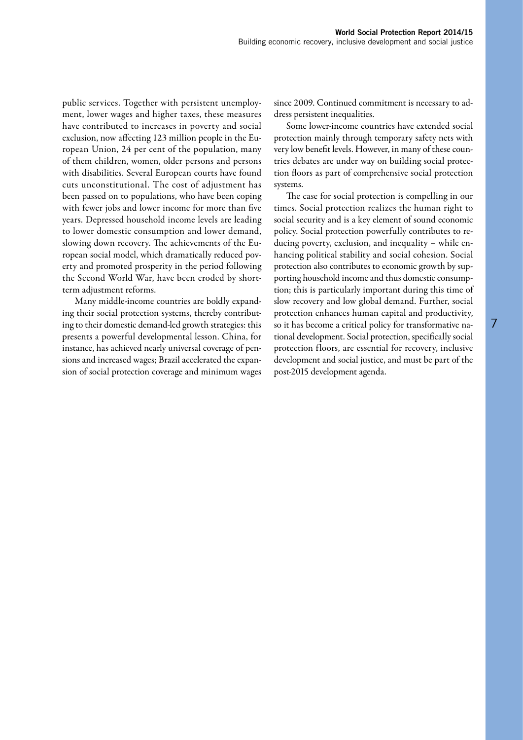public services. Together with persistent unemployment, lower wages and higher taxes, these measures have contributed to increases in poverty and social exclusion, now affecting 123 million people in the European Union, 24 per cent of the population, many of them children, women, older persons and persons with disabilities. Several European courts have found cuts unconstitutional. The cost of adjustment has been passed on to populations, who have been coping with fewer jobs and lower income for more than five years. Depressed household income levels are leading to lower domestic consumption and lower demand, slowing down recovery. The achievements of the European social model, which dramatically reduced poverty and promoted prosperity in the period following the Second World War, have been eroded by short-term adjustment reforms.

Many middle-income countries are boldly expanding their social protection systems, thereby contributing to their domestic demand-led growth strategies: this presents a powerful developmental lesson. China, for instance, has achieved nearly universal coverage of pensions and increased wages; Brazil accelerated the expansion of social protection coverage and minimum wages since 2009. Continued commitment is necessary to address persistent inequalities.

Some lower-income countries have extended social protection mainly through temporary safety nets with very low benefit levels. However, in many of these countries debates are under way on building social protection floors as part of comprehensive social protection systems.

The case for social protection is compelling in our times. Social protection realizes the human right to social security and is a key element of sound economic policy. Social protection powerfully contributes to reducing poverty, exclusion, and inequality – while enhancing political stability and social cohesion. Social protection also contributes to economic growth by supporting household income and thus domestic consumption; this is particularly important during this time of slow recovery and low global demand. Further, social protection enhances human capital and productivity, so it has become a critical policy for transformative national development. Social protection, specifically social protection floors, are essential for recovery, inclusive development and social justice, and must be part of the post-2015 development agenda.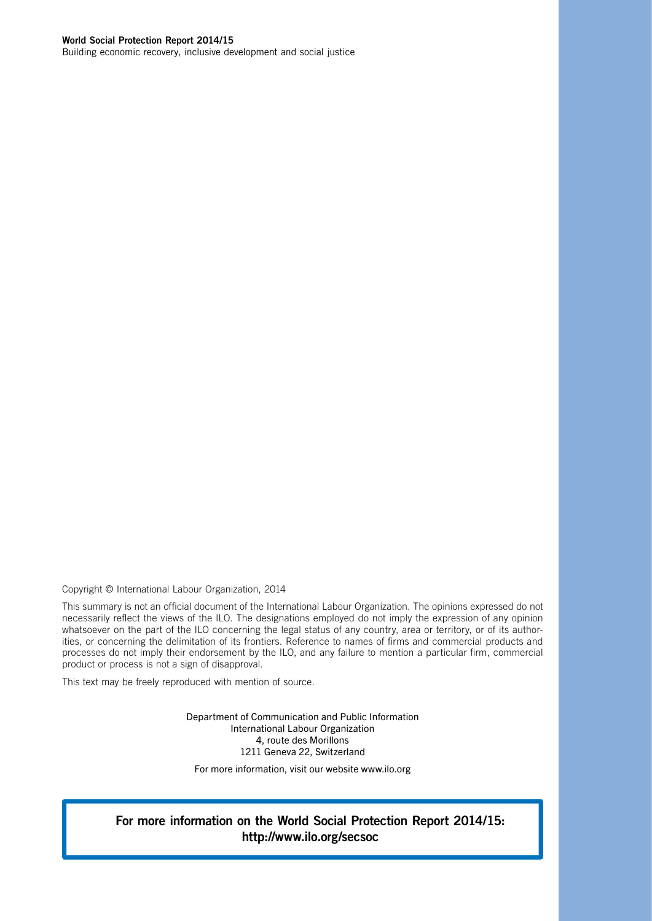**World Social Protection Report 2014/15**
Building economic recovery, inclusive development and social justice

Copyright © International Labour Organization, 2014

This summary is not an official document of the International Labour Organization. The opinions expressed do not necessarily reflect the views of the ILO. The designations employed do not imply the expression of any opinion whatsoever on the part of the ILO concerning the legal status of any country, area or territory, or of its authorities, or concerning the delimitation of its frontiers. Reference to names of firms and commercial products and processes do not imply their endorsement by the ILO, and any failure to mention a particular firm, commercial product or process is not a sign of disapproval.

This text may be freely reproduced with mention of source.

Department of Communication and Public Information
International Labour Organization
4, route des Morillons
1211 Geneva 22, Switzerland

For more information, visit our website www.ilo.org

**For more information on the World Social Protection Report 2014/15: http://www.ilo.org/secsoc**